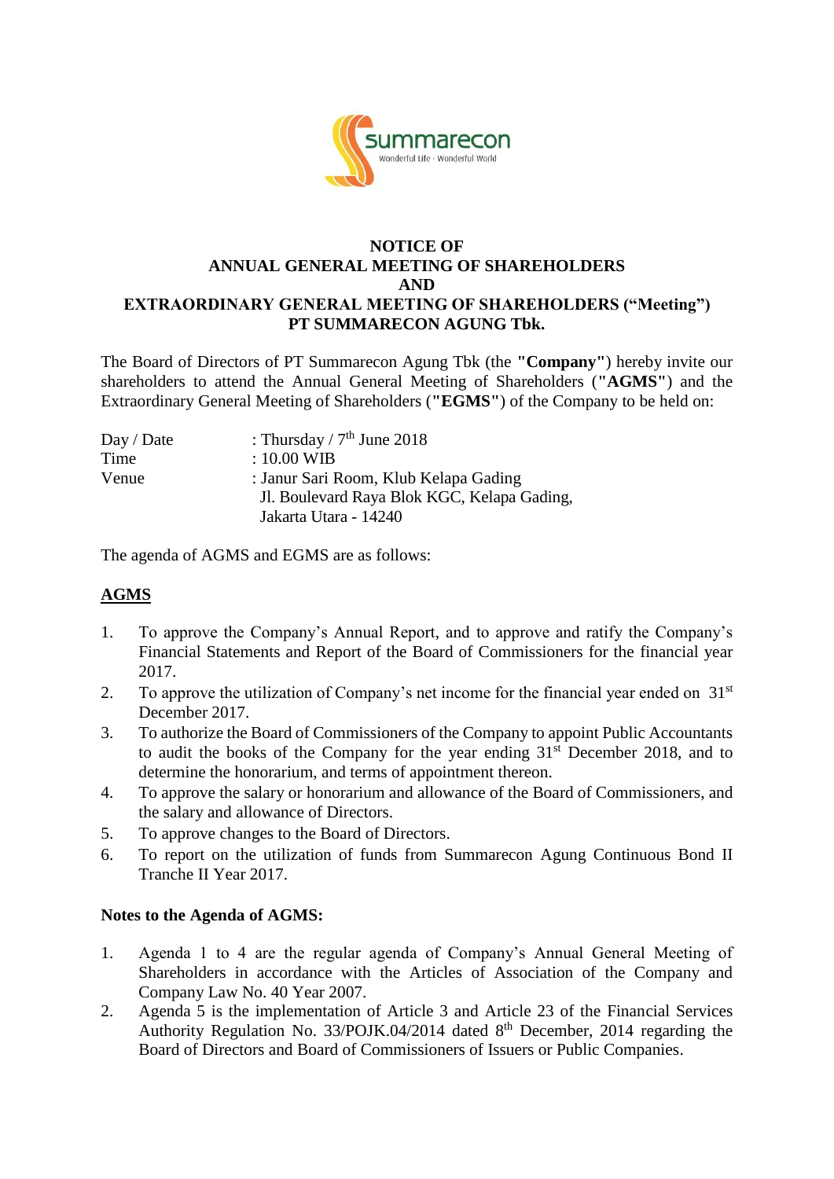# NOTICE OF
# ANNUAL GENERAL MEETING OF SHAREHOLDERS
# AND
# EXTRAORDINARY GENERAL MEETING OF SHAREHOLDERS ("Meeting")
# PT SUMMARECON AGUNG Tbk.

The Board of Directors of PT Summarecon Agung Tbk (the **"Company"**) hereby invite our shareholders to attend the Annual General Meeting of Shareholders (**"AGMS"**) and the Extraordinary General Meeting of Shareholders (**"EGMS"**) of the Company to be held on:

| | |
|---|---|
| Day / Date | : Thursday / 7th June 2018 |
| Time | : 10.00 WIB |
| Venue | : Janur Sari Room, Klub Kelapa Gading<br>Jl. Boulevard Raya Blok KGC, Kelapa Gading,<br>Jakarta Utara - 14240 |

The agenda of AGMS and EGMS are as follows:

## AGMS

1. To approve the Company's Annual Report, and to approve and ratify the Company's Financial Statements and Report of the Board of Commissioners for the financial year 2017.
2. To approve the utilization of Company's net income for the financial year ended on 31st December 2017.
3. To authorize the Board of Commissioners of the Company to appoint Public Accountants to audit the books of the Company for the year ending 31st December 2018, and to determine the honorarium, and terms of appointment thereon.
4. To approve the salary or honorarium and allowance of the Board of Commissioners, and the salary and allowance of Directors.
5. To approve changes to the Board of Directors.
6. To report on the utilization of funds from Summarecon Agung Continuous Bond II Tranche II Year 2017.

**Notes to the Agenda of AGMS:**

1. Agenda 1 to 4 are the regular agenda of Company's Annual General Meeting of Shareholders in accordance with the Articles of Association of the Company and Company Law No. 40 Year 2007.
2. Agenda 5 is the implementation of Article 3 and Article 23 of the Financial Services Authority Regulation No. 33/POJK.04/2014 dated 8th December, 2014 regarding the Board of Directors and Board of Commissioners of Issuers or Public Companies.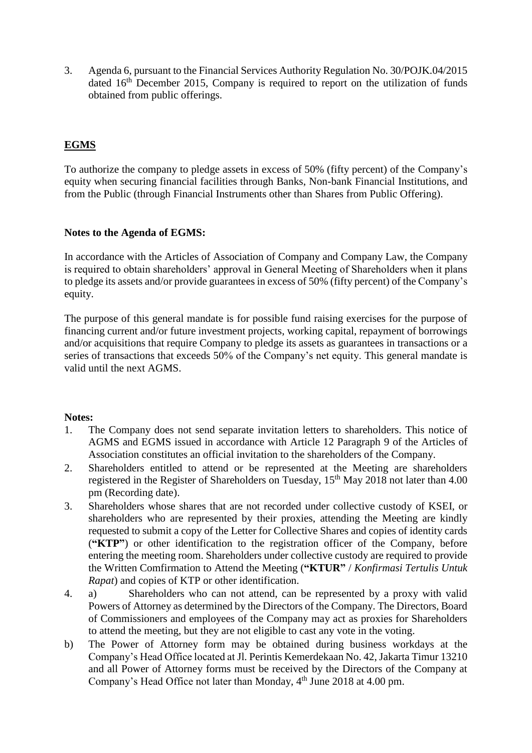3. Agenda 6, pursuant to the Financial Services Authority Regulation No. 30/POJK.04/2015 dated 16th December 2015, Company is required to report on the utilization of funds obtained from public offerings.

## **<u>EGMS</u>**

To authorize the company to pledge assets in excess of 50% (fifty percent) of the Company's equity when securing financial facilities through Banks, Non-bank Financial Institutions, and from the Public (through Financial Instruments other than Shares from Public Offering).

### **Notes to the Agenda of EGMS:**

In accordance with the Articles of Association of Company and Company Law, the Company is required to obtain shareholders' approval in General Meeting of Shareholders when it plans to pledge its assets and/or provide guarantees in excess of 50% (fifty percent) of the Company's equity.

The purpose of this general mandate is for possible fund raising exercises for the purpose of financing current and/or future investment projects, working capital, repayment of borrowings and/or acquisitions that require Company to pledge its assets as guarantees in transactions or a series of transactions that exceeds 50% of the Company's net equity. This general mandate is valid until the next AGMS.

**Notes:**

1. The Company does not send separate invitation letters to shareholders. This notice of AGMS and EGMS issued in accordance with Article 12 Paragraph 9 of the Articles of Association constitutes an official invitation to the shareholders of the Company.
2. Shareholders entitled to attend or be represented at the Meeting are shareholders registered in the Register of Shareholders on Tuesday, 15th May 2018 not later than 4.00 pm (Recording date).
3. Shareholders whose shares that are not recorded under collective custody of KSEI, or shareholders who are represented by their proxies, attending the Meeting are kindly requested to submit a copy of the Letter for Collective Shares and copies of identity cards (**"KTP"**) or other identification to the registration officer of the Company, before entering the meeting room. Shareholders under collective custody are required to provide the Written Comfirmation to Attend the Meeting (**"KTUR"** / *Konfirmasi Tertulis Untuk Rapat*) and copies of KTP or other identification.
4. a) Shareholders who can not attend, can be represented by a proxy with valid Powers of Attorney as determined by the Directors of the Company. The Directors, Board of Commissioners and employees of the Company may act as proxies for Shareholders to attend the meeting, but they are not eligible to cast any vote in the voting.

b) The Power of Attorney form may be obtained during business workdays at the Company's Head Office located at Jl. Perintis Kemerdekaan No. 42, Jakarta Timur 13210 and all Power of Attorney forms must be received by the Directors of the Company at Company's Head Office not later than Monday, 4th June 2018 at 4.00 pm.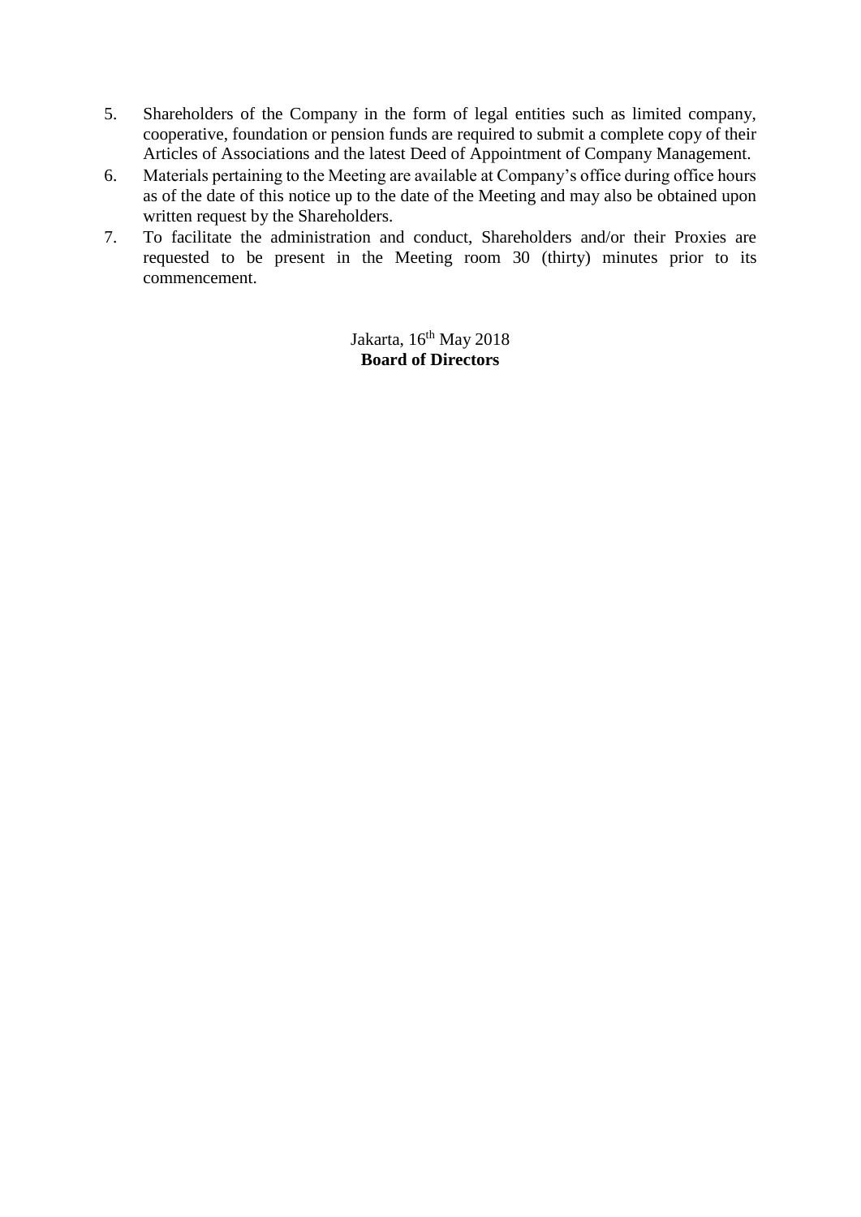5. Shareholders of the Company in the form of legal entities such as limited company, cooperative, foundation or pension funds are required to submit a complete copy of their Articles of Associations and the latest Deed of Appointment of Company Management.
6. Materials pertaining to the Meeting are available at Company's office during office hours as of the date of this notice up to the date of the Meeting and may also be obtained upon written request by the Shareholders.
7. To facilitate the administration and conduct, Shareholders and/or their Proxies are requested to be present in the Meeting room 30 (thirty) minutes prior to its commencement.

Jakarta, 16th May 2018
**Board of Directors**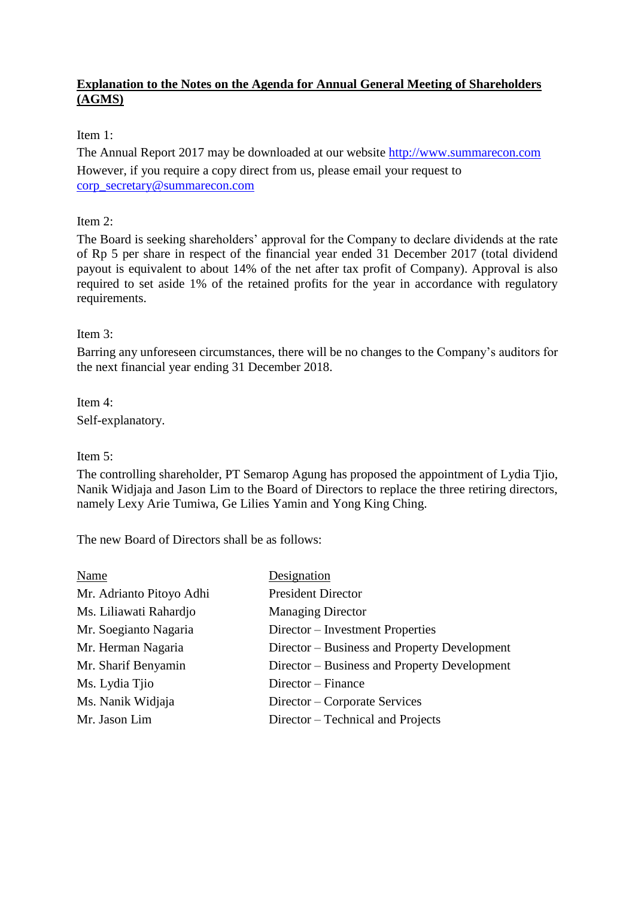**Explanation to the Notes on the Agenda for Annual General Meeting of Shareholders (AGMS)**

Item 1:

The Annual Report 2017 may be downloaded at our website http://www.summarecon.com

However, if you require a copy direct from us, please email your request to corp_secretary@summarecon.com

Item 2:

The Board is seeking shareholders' approval for the Company to declare dividends at the rate of Rp 5 per share in respect of the financial year ended 31 December 2017 (total dividend payout is equivalent to about 14% of the net after tax profit of Company). Approval is also required to set aside 1% of the retained profits for the year in accordance with regulatory requirements.

Item 3:

Barring any unforeseen circumstances, there will be no changes to the Company's auditors for the next financial year ending 31 December 2018.

Item 4:

Self-explanatory.

Item 5:

The controlling shareholder, PT Semarop Agung has proposed the appointment of Lydia Tjio, Nanik Widjaja and Jason Lim to the Board of Directors to replace the three retiring directors, namely Lexy Arie Tumiwa, Ge Lilies Yamin and Yong King Ching.

The new Board of Directors shall be as follows:

| Name | Designation |
|---|---|
| Mr. Adrianto Pitoyo Adhi | President Director |
| Ms. Liliawati Rahardjo | Managing Director |
| Mr. Soegianto Nagaria | Director – Investment Properties |
| Mr. Herman Nagaria | Director – Business and Property Development |
| Mr. Sharif Benyamin | Director – Business and Property Development |
| Ms. Lydia Tjio | Director – Finance |
| Ms. Nanik Widjaja | Director – Corporate Services |
| Mr. Jason Lim | Director – Technical and Projects |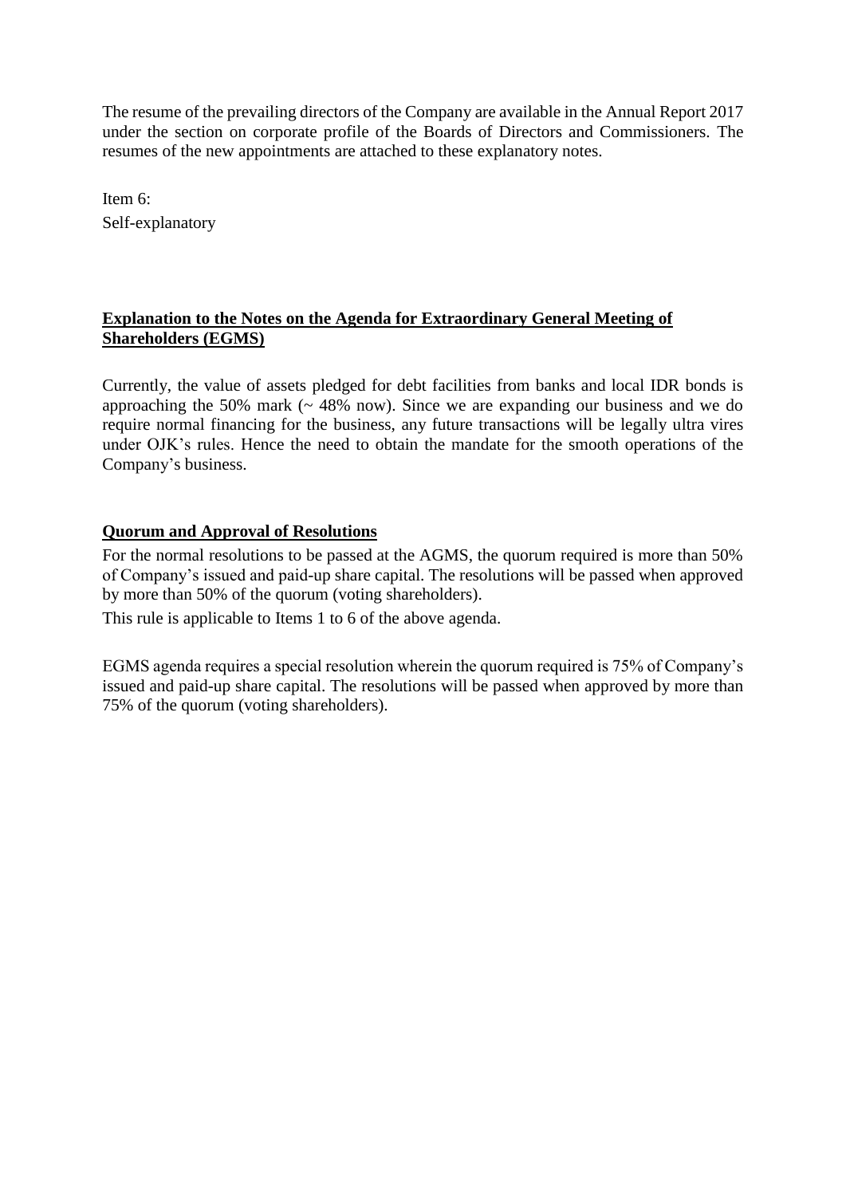The resume of the prevailing directors of the Company are available in the Annual Report 2017 under the section on corporate profile of the Boards of Directors and Commissioners. The resumes of the new appointments are attached to these explanatory notes.

Item 6:
Self-explanatory

**Explanation to the Notes on the Agenda for Extraordinary General Meeting of Shareholders (EGMS)**

Currently, the value of assets pledged for debt facilities from banks and local IDR bonds is approaching the 50% mark (~ 48% now). Since we are expanding our business and we do require normal financing for the business, any future transactions will be legally ultra vires under OJK's rules. Hence the need to obtain the mandate for the smooth operations of the Company's business.

**Quorum and Approval of Resolutions**

For the normal resolutions to be passed at the AGMS, the quorum required is more than 50% of Company's issued and paid-up share capital. The resolutions will be passed when approved by more than 50% of the quorum (voting shareholders).

This rule is applicable to Items 1 to 6 of the above agenda.

EGMS agenda requires a special resolution wherein the quorum required is 75% of Company's issued and paid-up share capital. The resolutions will be passed when approved by more than 75% of the quorum (voting shareholders).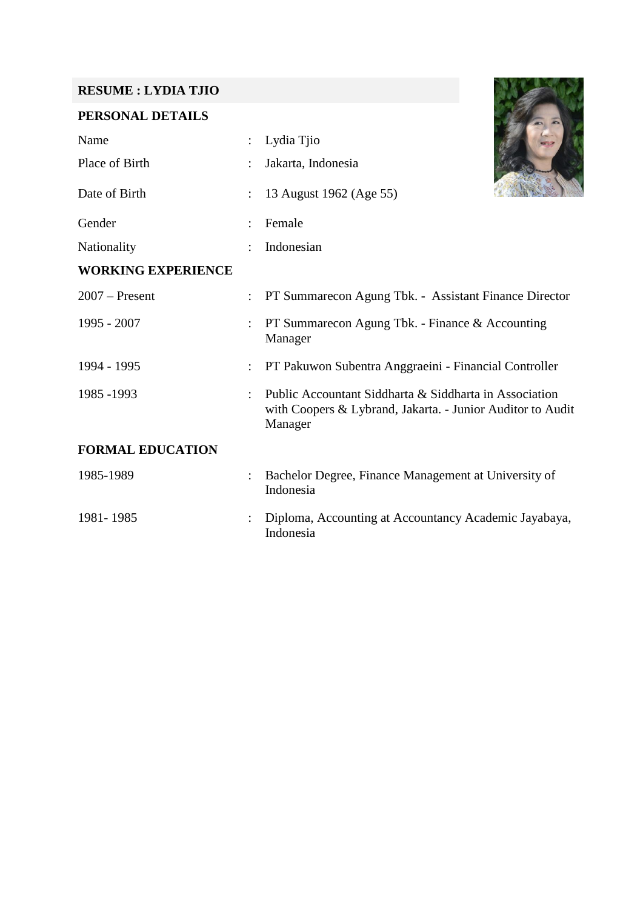## RESUME : LYDIA TJIO

### PERSONAL DETAILS

| | | |
|---|---|---|
| Name | : | Lydia Tjio |
| Place of Birth | : | Jakarta, Indonesia |
| Date of Birth | : | 13 August 1962 (Age 55) |
| Gender | : | Female |
| Nationality | : | Indonesian |

### WORKING EXPERIENCE

| | | |
|---|---|---|
| 2007 – Present | : | PT Summarecon Agung Tbk. - Assistant Finance Director |
| 1995 - 2007 | : | PT Summarecon Agung Tbk. - Finance & Accounting Manager |
| 1994 - 1995 | : | PT Pakuwon Subentra Anggraeini - Financial Controller |
| 1985 -1993 | : | Public Accountant Siddharta & Siddharta in Association with Coopers & Lybrand, Jakarta. - Junior Auditor to Audit Manager |

### FORMAL EDUCATION

| | | |
|---|---|---|
| 1985-1989 | : | Bachelor Degree, Finance Management at University of Indonesia |
| 1981- 1985 | : | Diploma, Accounting at Accountancy Academic Jayabaya, Indonesia |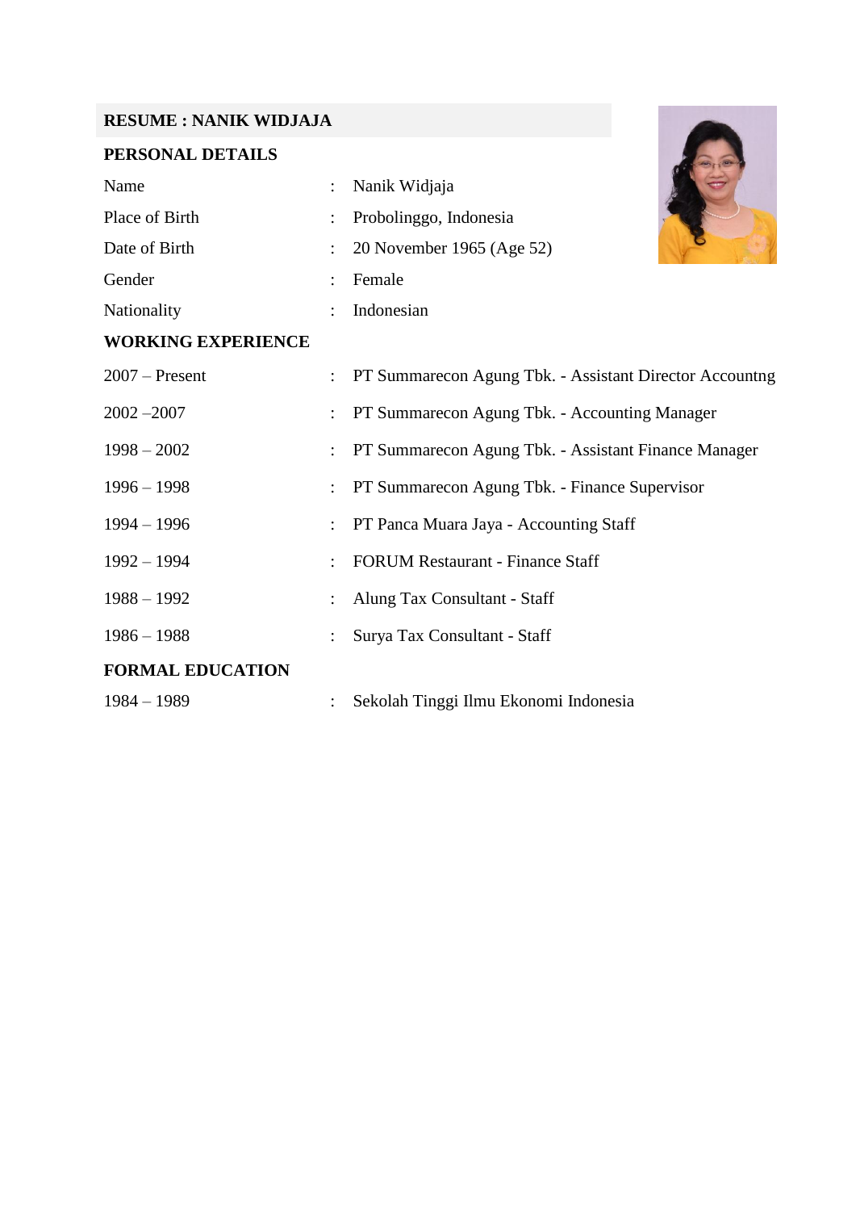## RESUME : NANIK WIDJAJA

### PERSONAL DETAILS

| | | |
|---|---|---|
| Name | : | Nanik Widjaja |
| Place of Birth | : | Probolinggo, Indonesia |
| Date of Birth | : | 20 November 1965 (Age 52) |
| Gender | : | Female |
| Nationality | : | Indonesian |

### WORKING EXPERIENCE

| | | |
|---|---|---|
| 2007 – Present | : | PT Summarecon Agung Tbk. - Assistant Director Accountng |
| 2002 –2007 | : | PT Summarecon Agung Tbk. - Accounting Manager |
| 1998 – 2002 | : | PT Summarecon Agung Tbk. - Assistant Finance Manager |
| 1996 – 1998 | : | PT Summarecon Agung Tbk. - Finance Supervisor |
| 1994 – 1996 | : | PT Panca Muara Jaya - Accounting Staff |
| 1992 – 1994 | : | FORUM Restaurant - Finance Staff |
| 1988 – 1992 | : | Alung Tax Consultant - Staff |
| 1986 – 1988 | : | Surya Tax Consultant - Staff |

### FORMAL EDUCATION

| | | |
|---|---|---|
| 1984 – 1989 | : | Sekolah Tinggi Ilmu Ekonomi Indonesia |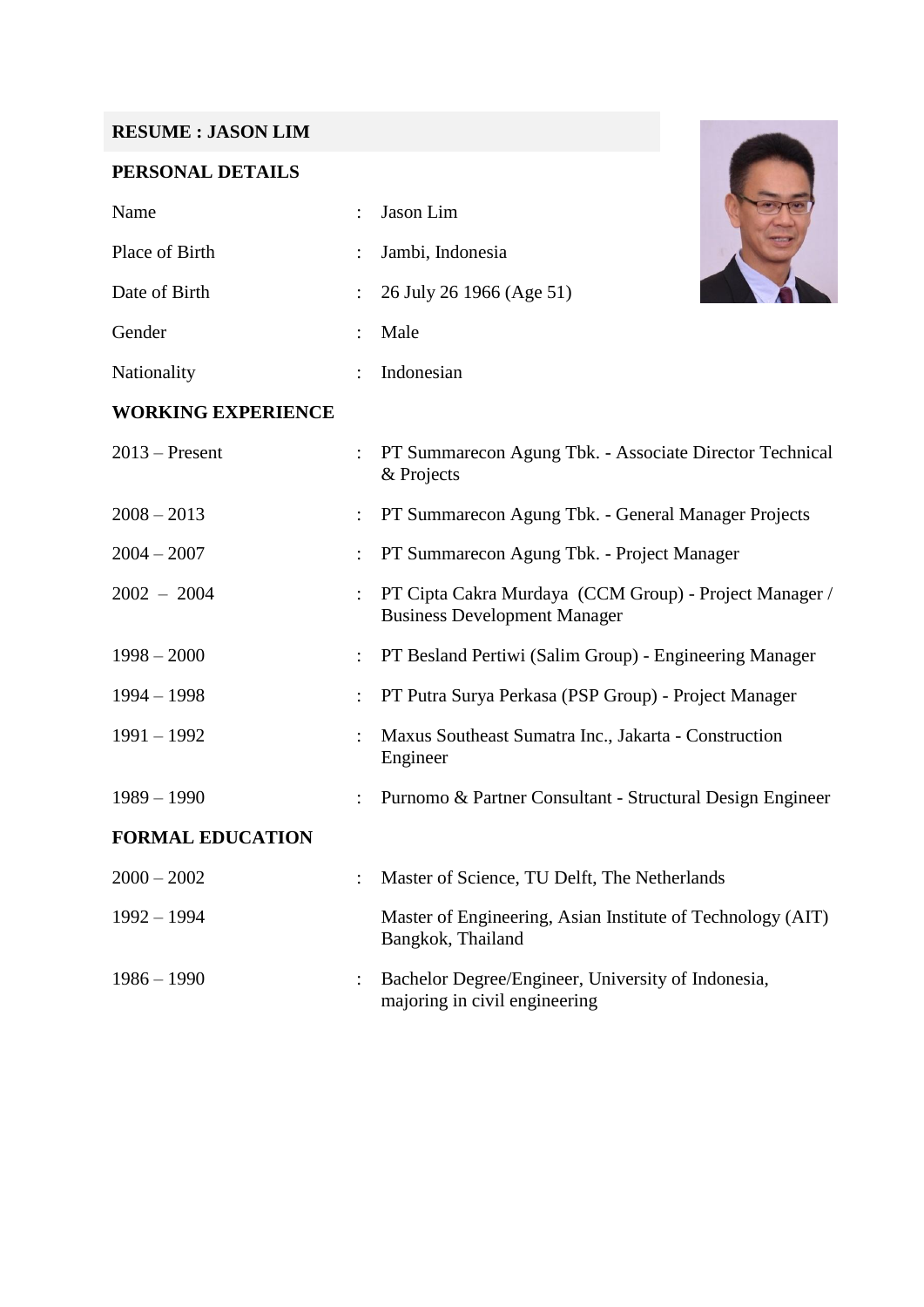## RESUME : JASON LIM

### PERSONAL DETAILS

| | | |
|---|---|---|
| Name | : | Jason Lim |
| Place of Birth | : | Jambi, Indonesia |
| Date of Birth | : | 26 July 26 1966 (Age 51) |
| Gender | : | Male |
| Nationality | : | Indonesian |

### WORKING EXPERIENCE

| | | |
|---|---|---|
| 2013 – Present | : | PT Summarecon Agung Tbk. - Associate Director Technical & Projects |
| 2008 – 2013 | : | PT Summarecon Agung Tbk. - General Manager Projects |
| 2004 – 2007 | : | PT Summarecon Agung Tbk. - Project Manager |
| 2002 – 2004 | : | PT Cipta Cakra Murdaya (CCM Group) - Project Manager / Business Development Manager |
| 1998 – 2000 | : | PT Besland Pertiwi (Salim Group) - Engineering Manager |
| 1994 – 1998 | : | PT Putra Surya Perkasa (PSP Group) - Project Manager |
| 1991 – 1992 | : | Maxus Southeast Sumatra Inc., Jakarta - Construction Engineer |
| 1989 – 1990 | : | Purnomo & Partner Consultant - Structural Design Engineer |

### FORMAL EDUCATION

| | | |
|---|---|---|
| 2000 – 2002 | : | Master of Science, TU Delft, The Netherlands |
| 1992 – 1994 | | Master of Engineering, Asian Institute of Technology (AIT) Bangkok, Thailand |
| 1986 – 1990 | : | Bachelor Degree/Engineer, University of Indonesia, majoring in civil engineering |